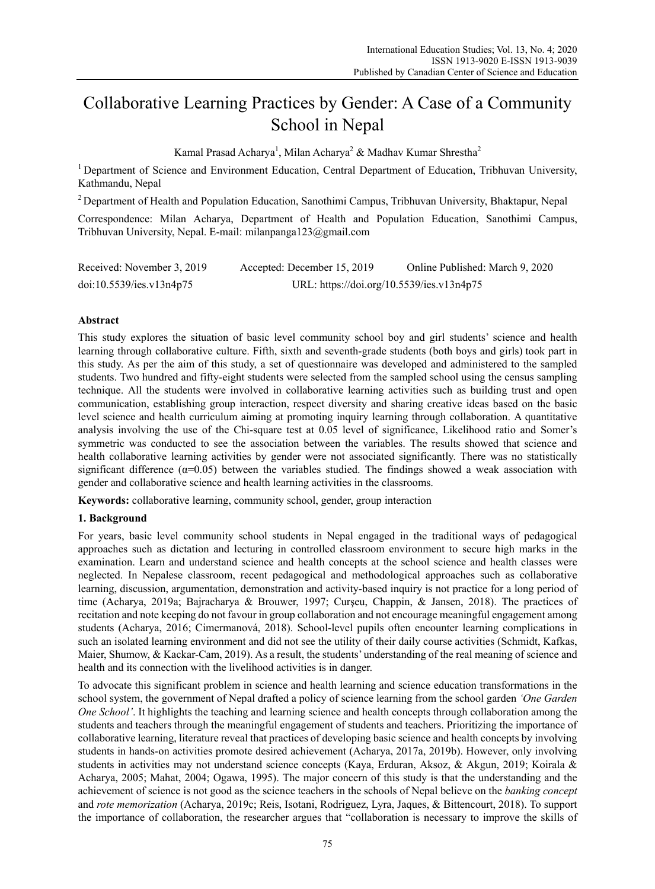# Collaborative Learning Practices by Gender: A Case of a Community School in Nepal

Kamal Prasad Acharya[1], Milan Acharya[2] & Madhav Kumar Shrestha[2]

[1] Department of Science and Environment Education, Central Department of Education, Tribhuvan University, Kathmandu, Nepal

[2] Department of Health and Population Education, Sanothimi Campus, Tribhuvan University, Bhaktapur, Nepal

Correspondence: Milan Acharya, Department of Health and Population Education, Sanothimi Campus, Tribhuvan University, Nepal. E-mail: milanpanga123@gmail.com

Received: November 3, 2019 Accepted: December 15, 2019 Online Published: March 9, 2020

doi:10.5539/ies.v13n4p75 URL: https://doi.org/10.5539/ies.v13n4p75

## Abstract

This study explores the situation of basic level community school boy and girl students' science and health learning through collaborative culture. Fifth, sixth and seventh-grade students (both boys and girls) took part in this study. As per the aim of this study, a set of questionnaire was developed and administered to the sampled students. Two hundred and fifty-eight students were selected from the sampled school using the census sampling technique. All the students were involved in collaborative learning activities such as building trust and open communication, establishing group interaction, respect diversity and sharing creative ideas based on the basic level science and health curriculum aiming at promoting inquiry learning through collaboration. A quantitative analysis involving the use of the Chi-square test at 0.05 level of significance, Likelihood ratio and Somer's symmetric was conducted to see the association between the variables. The results showed that science and health collaborative learning activities by gender were not associated significantly. There was no statistically significant difference ($\alpha$=0.05) between the variables studied. The findings showed a weak association with gender and collaborative science and health learning activities in the classrooms.

**Keywords:** collaborative learning, community school, gender, group interaction

## 1. Background

For years, basic level community school students in Nepal engaged in the traditional ways of pedagogical approaches such as dictation and lecturing in controlled classroom environment to secure high marks in the examination. Learn and understand science and health concepts at the school science and health classes were neglected. In Nepalese classroom, recent pedagogical and methodological approaches such as collaborative learning, discussion, argumentation, demonstration and activity-based inquiry is not practice for a long period of time (Acharya, 2019a; Bajracharya & Brouwer, 1997; Curşeu, Chappin, & Jansen, 2018). The practices of recitation and note keeping do not favour in group collaboration and not encourage meaningful engagement among students (Acharya, 2016; Cimermanová, 2018). School-level pupils often encounter learning complications in such an isolated learning environment and did not see the utility of their daily course activities (Schmidt, Kafkas, Maier, Shumow, & Kackar-Cam, 2019). As a result, the students' understanding of the real meaning of science and health and its connection with the livelihood activities is in danger.

To advocate this significant problem in science and health learning and science education transformations in the school system, the government of Nepal drafted a policy of science learning from the school garden *'One Garden One School'*. It highlights the teaching and learning science and health concepts through collaboration among the students and teachers through the meaningful engagement of students and teachers. Prioritizing the importance of collaborative learning, literature reveal that practices of developing basic science and health concepts by involving students in hands-on activities promote desired achievement (Acharya, 2017a, 2019b). However, only involving students in activities may not understand science concepts (Kaya, Erduran, Aksoz, & Akgun, 2019; Koirala & Acharya, 2005; Mahat, 2004; Ogawa, 1995). The major concern of this study is that the understanding and the achievement of science is not good as the science teachers in the schools of Nepal believe on the *banking concept* and *rote memorization* (Acharya, 2019c; Reis, Isotani, Rodriguez, Lyra, Jaques, & Bittencourt, 2018). To support the importance of collaboration, the researcher argues that "collaboration is necessary to improve the skills of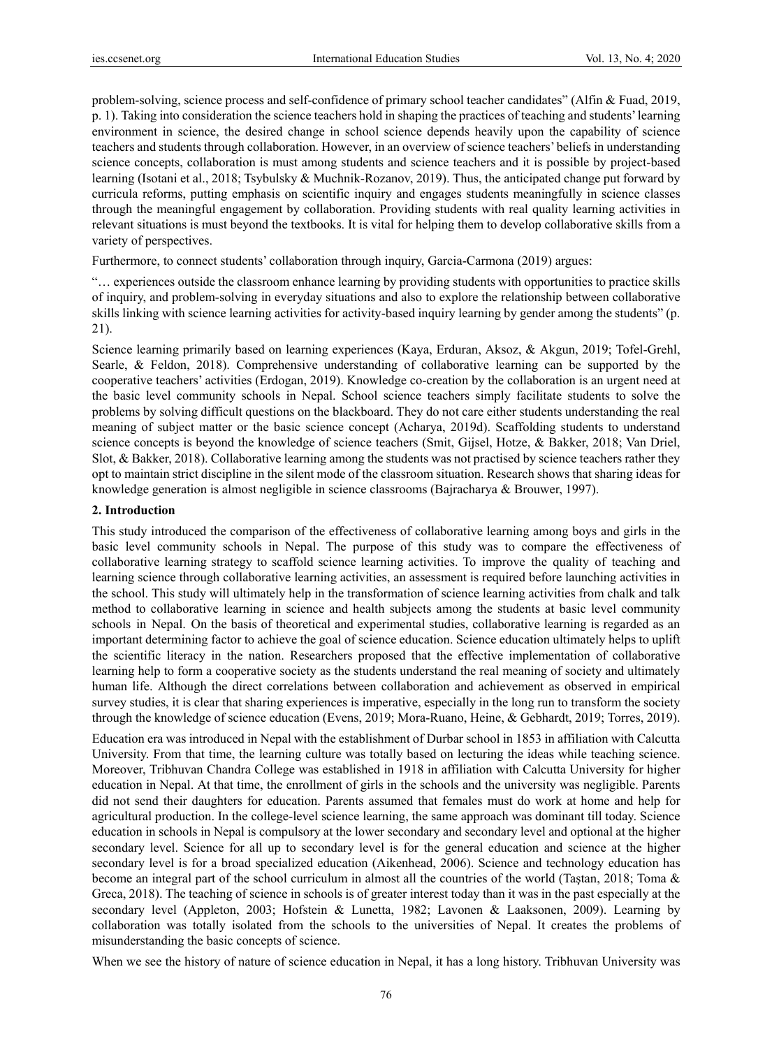problem-solving, science process and self-confidence of primary school teacher candidates" (Alfin & Fuad, 2019, p. 1). Taking into consideration the science teachers hold in shaping the practices of teaching and students' learning environment in science, the desired change in school science depends heavily upon the capability of science teachers and students through collaboration. However, in an overview of science teachers' beliefs in understanding science concepts, collaboration is must among students and science teachers and it is possible by project-based learning (Isotani et al., 2018; Tsybulsky & Muchnik-Rozanov, 2019). Thus, the anticipated change put forward by curricula reforms, putting emphasis on scientific inquiry and engages students meaningfully in science classes through the meaningful engagement by collaboration. Providing students with real quality learning activities in relevant situations is must beyond the textbooks. It is vital for helping them to develop collaborative skills from a variety of perspectives.

Furthermore, to connect students' collaboration through inquiry, Garcia-Carmona (2019) argues:

"… experiences outside the classroom enhance learning by providing students with opportunities to practice skills of inquiry, and problem-solving in everyday situations and also to explore the relationship between collaborative skills linking with science learning activities for activity-based inquiry learning by gender among the students" (p. 21).

Science learning primarily based on learning experiences (Kaya, Erduran, Aksoz, & Akgun, 2019; Tofel-Grehl, Searle, & Feldon, 2018). Comprehensive understanding of collaborative learning can be supported by the cooperative teachers' activities (Erdogan, 2019). Knowledge co-creation by the collaboration is an urgent need at the basic level community schools in Nepal. School science teachers simply facilitate students to solve the problems by solving difficult questions on the blackboard. They do not care either students understanding the real meaning of subject matter or the basic science concept (Acharya, 2019d). Scaffolding students to understand science concepts is beyond the knowledge of science teachers (Smit, Gijsel, Hotze, & Bakker, 2018; Van Driel, Slot, & Bakker, 2018). Collaborative learning among the students was not practised by science teachers rather they opt to maintain strict discipline in the silent mode of the classroom situation. Research shows that sharing ideas for knowledge generation is almost negligible in science classrooms (Bajracharya & Brouwer, 1997).

## 2. Introduction

This study introduced the comparison of the effectiveness of collaborative learning among boys and girls in the basic level community schools in Nepal. The purpose of this study was to compare the effectiveness of collaborative learning strategy to scaffold science learning activities. To improve the quality of teaching and learning science through collaborative learning activities, an assessment is required before launching activities in the school. This study will ultimately help in the transformation of science learning activities from chalk and talk method to collaborative learning in science and health subjects among the students at basic level community schools in Nepal. On the basis of theoretical and experimental studies, collaborative learning is regarded as an important determining factor to achieve the goal of science education. Science education ultimately helps to uplift the scientific literacy in the nation. Researchers proposed that the effective implementation of collaborative learning help to form a cooperative society as the students understand the real meaning of society and ultimately human life. Although the direct correlations between collaboration and achievement as observed in empirical survey studies, it is clear that sharing experiences is imperative, especially in the long run to transform the society through the knowledge of science education (Evens, 2019; Mora-Ruano, Heine, & Gebhardt, 2019; Torres, 2019).

Education era was introduced in Nepal with the establishment of Durbar school in 1853 in affiliation with Calcutta University. From that time, the learning culture was totally based on lecturing the ideas while teaching science. Moreover, Tribhuvan Chandra College was established in 1918 in affiliation with Calcutta University for higher education in Nepal. At that time, the enrollment of girls in the schools and the university was negligible. Parents did not send their daughters for education. Parents assumed that females must do work at home and help for agricultural production. In the college-level science learning, the same approach was dominant till today. Science education in schools in Nepal is compulsory at the lower secondary and secondary level and optional at the higher secondary level. Science for all up to secondary level is for the general education and science at the higher secondary level is for a broad specialized education (Aikenhead, 2006). Science and technology education has become an integral part of the school curriculum in almost all the countries of the world (Taştan, 2018; Toma & Greca, 2018). The teaching of science in schools is of greater interest today than it was in the past especially at the secondary level (Appleton, 2003; Hofstein & Lunetta, 1982; Lavonen & Laaksonen, 2009). Learning by collaboration was totally isolated from the schools to the universities of Nepal. It creates the problems of misunderstanding the basic concepts of science.

When we see the history of nature of science education in Nepal, it has a long history. Tribhuvan University was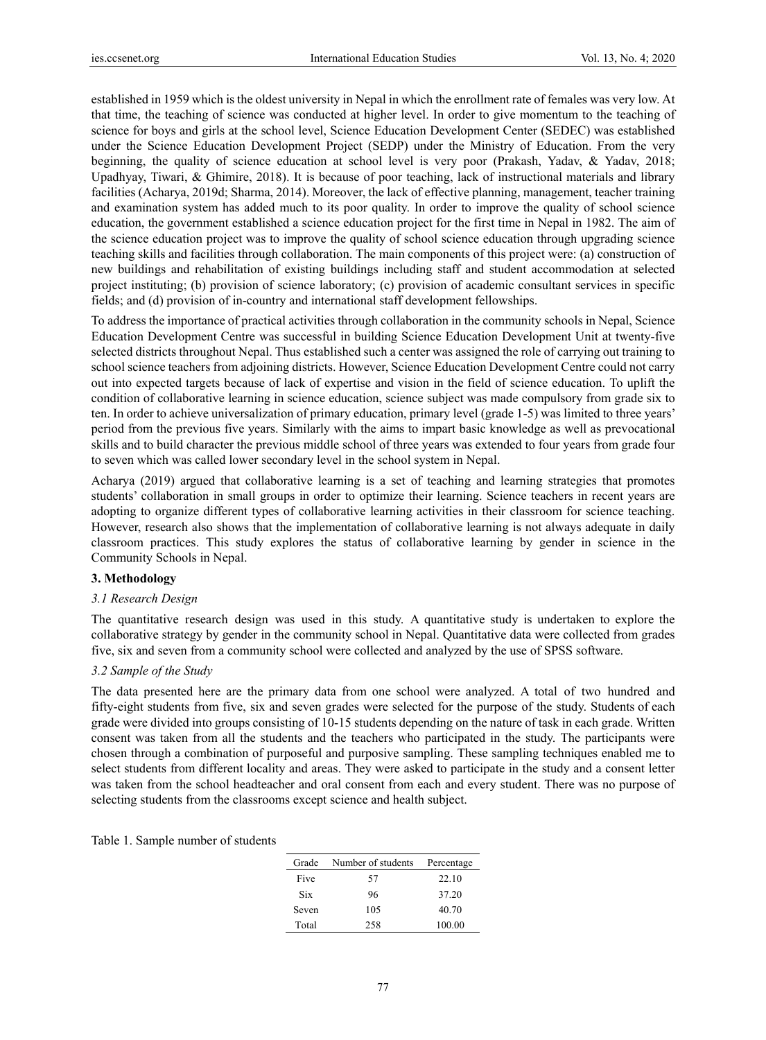established in 1959 which is the oldest university in Nepal in which the enrollment rate of females was very low. At that time, the teaching of science was conducted at higher level. In order to give momentum to the teaching of science for boys and girls at the school level, Science Education Development Center (SEDEC) was established under the Science Education Development Project (SEDP) under the Ministry of Education. From the very beginning, the quality of science education at school level is very poor (Prakash, Yadav, & Yadav, 2018; Upadhyay, Tiwari, & Ghimire, 2018). It is because of poor teaching, lack of instructional materials and library facilities (Acharya, 2019d; Sharma, 2014). Moreover, the lack of effective planning, management, teacher training and examination system has added much to its poor quality. In order to improve the quality of school science education, the government established a science education project for the first time in Nepal in 1982. The aim of the science education project was to improve the quality of school science education through upgrading science teaching skills and facilities through collaboration. The main components of this project were: (a) construction of new buildings and rehabilitation of existing buildings including staff and student accommodation at selected project instituting; (b) provision of science laboratory; (c) provision of academic consultant services in specific fields; and (d) provision of in-country and international staff development fellowships.

To address the importance of practical activities through collaboration in the community schools in Nepal, Science Education Development Centre was successful in building Science Education Development Unit at twenty-five selected districts throughout Nepal. Thus established such a center was assigned the role of carrying out training to school science teachers from adjoining districts. However, Science Education Development Centre could not carry out into expected targets because of lack of expertise and vision in the field of science education. To uplift the condition of collaborative learning in science education, science subject was made compulsory from grade six to ten. In order to achieve universalization of primary education, primary level (grade 1-5) was limited to three years' period from the previous five years. Similarly with the aims to impart basic knowledge as well as prevocational skills and to build character the previous middle school of three years was extended to four years from grade four to seven which was called lower secondary level in the school system in Nepal.

Acharya (2019) argued that collaborative learning is a set of teaching and learning strategies that promotes students' collaboration in small groups in order to optimize their learning. Science teachers in recent years are adopting to organize different types of collaborative learning activities in their classroom for science teaching. However, research also shows that the implementation of collaborative learning is not always adequate in daily classroom practices. This study explores the status of collaborative learning by gender in science in the Community Schools in Nepal.

## 3. Methodology

### *3.1 Research Design*

The quantitative research design was used in this study. A quantitative study is undertaken to explore the collaborative strategy by gender in the community school in Nepal. Quantitative data were collected from grades five, six and seven from a community school were collected and analyzed by the use of SPSS software.

### *3.2 Sample of the Study*

The data presented here are the primary data from one school were analyzed. A total of two hundred and fifty-eight students from five, six and seven grades were selected for the purpose of the study. Students of each grade were divided into groups consisting of 10-15 students depending on the nature of task in each grade. Written consent was taken from all the students and the teachers who participated in the study. The participants were chosen through a combination of purposeful and purposive sampling. These sampling techniques enabled me to select students from different locality and areas. They were asked to participate in the study and a consent letter was taken from the school headteacher and oral consent from each and every student. There was no purpose of selecting students from the classrooms except science and health subject.

Table 1. Sample number of students

| Grade | Number of students | Percentage |
|---|---|---|
| Five | 57 | 22.10 |
| Six | 96 | 37.20 |
| Seven | 105 | 40.70 |
| Total | 258 | 100.00 |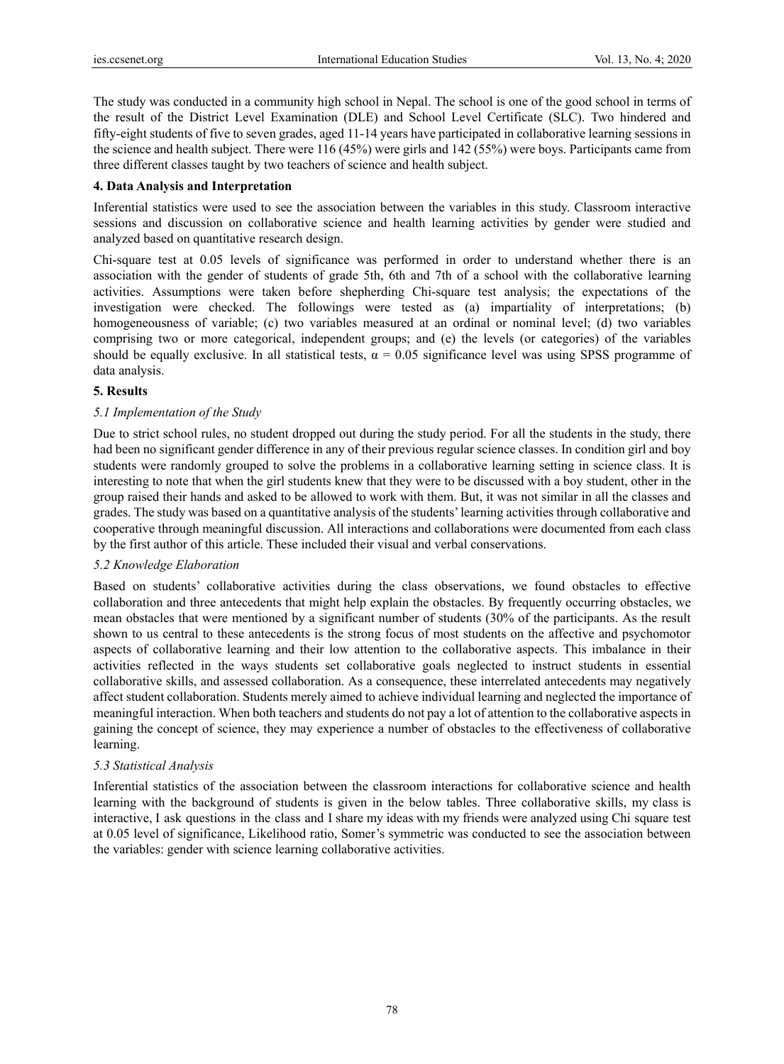The study was conducted in a community high school in Nepal. The school is one of the good school in terms of the result of the District Level Examination (DLE) and School Level Certificate (SLC). Two hindered and fifty-eight students of five to seven grades, aged 11-14 years have participated in collaborative learning sessions in the science and health subject. There were 116 (45%) were girls and 142 (55%) were boys. Participants came from three different classes taught by two teachers of science and health subject.

## 4. Data Analysis and Interpretation

Inferential statistics were used to see the association between the variables in this study. Classroom interactive sessions and discussion on collaborative science and health learning activities by gender were studied and analyzed based on quantitative research design.

Chi-square test at 0.05 levels of significance was performed in order to understand whether there is an association with the gender of students of grade 5th, 6th and 7th of a school with the collaborative learning activities. Assumptions were taken before shepherding Chi-square test analysis; the expectations of the investigation were checked. The followings were tested as (a) impartiality of interpretations; (b) homogeneousness of variable; (c) two variables measured at an ordinal or nominal level; (d) two variables comprising two or more categorical, independent groups; and (e) the levels (or categories) of the variables should be equally exclusive. In all statistical tests, $\alpha = 0.05$ significance level was using SPSS programme of data analysis.

## 5. Results

### *5.1 Implementation of the Study*

Due to strict school rules, no student dropped out during the study period. For all the students in the study, there had been no significant gender difference in any of their previous regular science classes. In condition girl and boy students were randomly grouped to solve the problems in a collaborative learning setting in science class. It is interesting to note that when the girl students knew that they were to be discussed with a boy student, other in the group raised their hands and asked to be allowed to work with them. But, it was not similar in all the classes and grades. The study was based on a quantitative analysis of the students' learning activities through collaborative and cooperative through meaningful discussion. All interactions and collaborations were documented from each class by the first author of this article. These included their visual and verbal conservations.

### *5.2 Knowledge Elaboration*

Based on students' collaborative activities during the class observations, we found obstacles to effective collaboration and three antecedents that might help explain the obstacles. By frequently occurring obstacles, we mean obstacles that were mentioned by a significant number of students (30% of the participants. As the result shown to us central to these antecedents is the strong focus of most students on the affective and psychomotor aspects of collaborative learning and their low attention to the collaborative aspects. This imbalance in their activities reflected in the ways students set collaborative goals neglected to instruct students in essential collaborative skills, and assessed collaboration. As a consequence, these interrelated antecedents may negatively affect student collaboration. Students merely aimed to achieve individual learning and neglected the importance of meaningful interaction. When both teachers and students do not pay a lot of attention to the collaborative aspects in gaining the concept of science, they may experience a number of obstacles to the effectiveness of collaborative learning.

### *5.3 Statistical Analysis*

Inferential statistics of the association between the classroom interactions for collaborative science and health learning with the background of students is given in the below tables. Three collaborative skills, my class is interactive, I ask questions in the class and I share my ideas with my friends were analyzed using Chi square test at 0.05 level of significance, Likelihood ratio, Somer's symmetric was conducted to see the association between the variables: gender with science learning collaborative activities.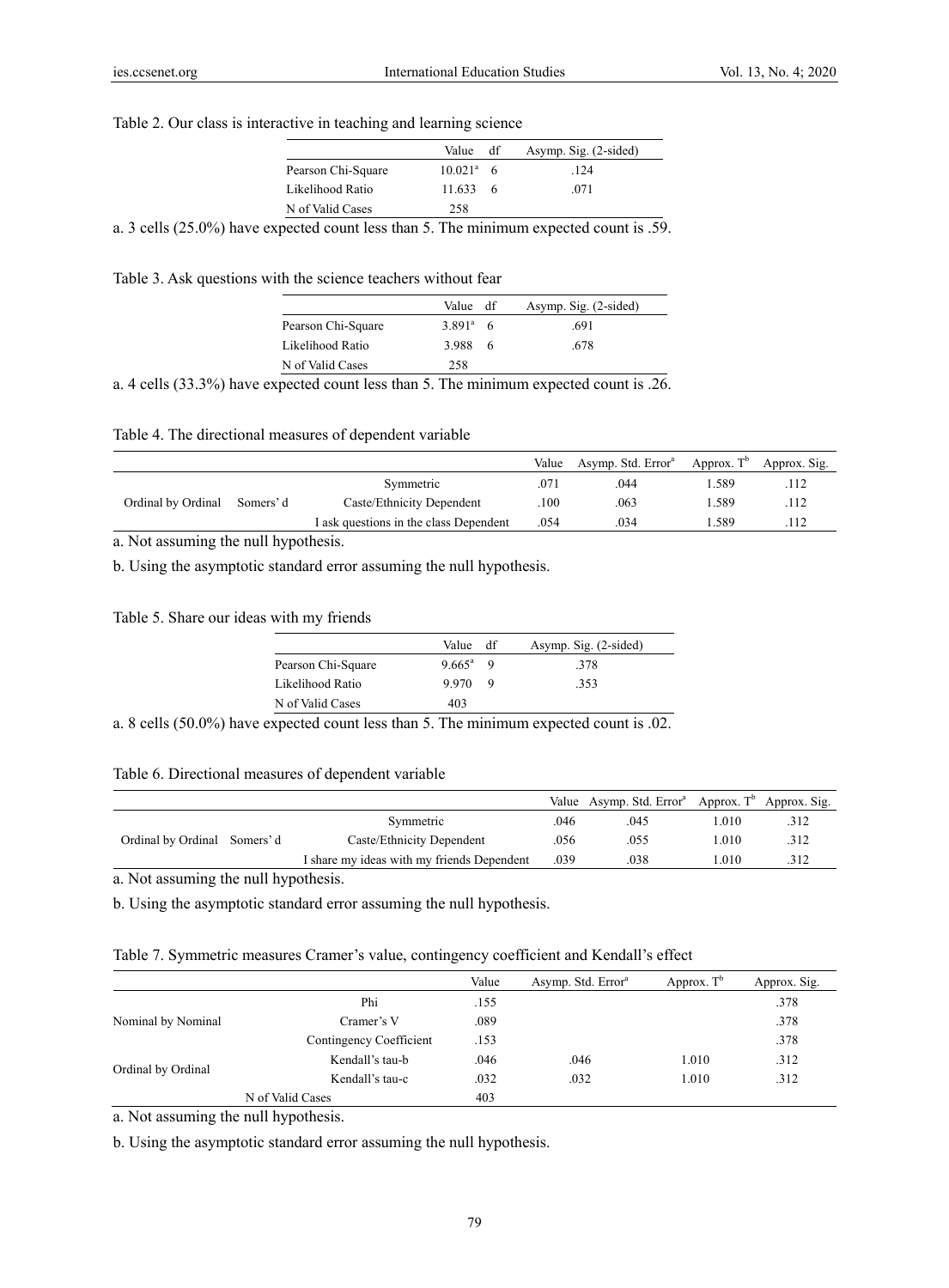Table 2. Our class is interactive in teaching and learning science

| | Value | df | Asymp. Sig. (2-sided) |
|---|---|---|---|
| Pearson Chi-Square | 10.021[a] | 6 | .124 |
| Likelihood Ratio | 11.633 | 6 | .071 |
| N of Valid Cases | 258 | | |

a. 3 cells (25.0%) have expected count less than 5. The minimum expected count is .59.

Table 3. Ask questions with the science teachers without fear

| | Value | df | Asymp. Sig. (2-sided) |
|---|---|---|---|
| Pearson Chi-Square | 3.891[a] | 6 | .691 |
| Likelihood Ratio | 3.988 | 6 | .678 |
| N of Valid Cases | 258 | | |

a. 4 cells (33.3%) have expected count less than 5. The minimum expected count is .26.

Table 4. The directional measures of dependent variable

| | | | Value | Asymp. Std. Error[a] | Approx. T[b] | Approx. Sig. |
|---|---|---|---|---|---|---|
| Ordinal by Ordinal | Somers' d | Symmetric | .071 | .044 | 1.589 | .112 |
| | | Caste/Ethnicity Dependent | .100 | .063 | 1.589 | .112 |
| | | I ask questions in the class Dependent | .054 | .034 | 1.589 | .112 |

a. Not assuming the null hypothesis.

b. Using the asymptotic standard error assuming the null hypothesis.

Table 5. Share our ideas with my friends

| | Value | df | Asymp. Sig. (2-sided) |
|---|---|---|---|
| Pearson Chi-Square | 9.665[a] | 9 | .378 |
| Likelihood Ratio | 9.970 | 9 | .353 |
| N of Valid Cases | 403 | | |

a. 8 cells (50.0%) have expected count less than 5. The minimum expected count is .02.

Table 6. Directional measures of dependent variable

| | | | Value | Asymp. Std. Error[a] | Approx. T[b] | Approx. Sig. |
|---|---|---|---|---|---|---|
| Ordinal by Ordinal | Somers' d | Symmetric | .046 | .045 | 1.010 | .312 |
| | | Caste/Ethnicity Dependent | .056 | .055 | 1.010 | .312 |
| | | I share my ideas with my friends Dependent | .039 | .038 | 1.010 | .312 |

a. Not assuming the null hypothesis.

b. Using the asymptotic standard error assuming the null hypothesis.

Table 7. Symmetric measures Cramer's value, contingency coefficient and Kendall's effect

| | | Value | Asymp. Std. Error[a] | Approx. T[b] | Approx. Sig. |
|---|---|---|---|---|---|
| Nominal by Nominal | Phi | .155 | | | .378 |
| | Cramer's V | .089 | | | .378 |
| | Contingency Coefficient | .153 | | | .378 |
| Ordinal by Ordinal | Kendall's tau-b | .046 | .046 | 1.010 | .312 |
| | Kendall's tau-c | .032 | .032 | 1.010 | .312 |
| N of Valid Cases | | 403 | | | |

a. Not assuming the null hypothesis.

b. Using the asymptotic standard error assuming the null hypothesis.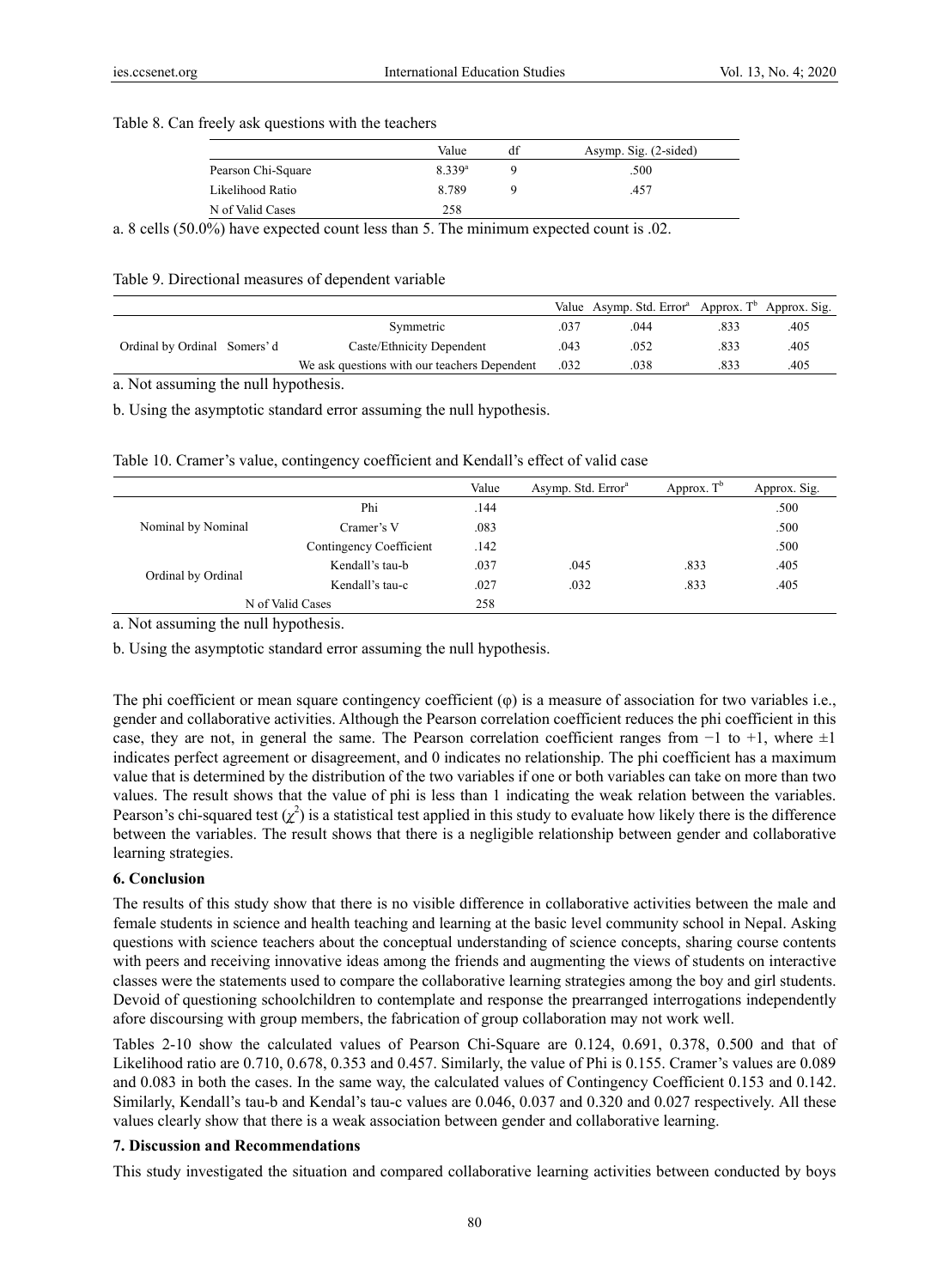Table 8. Can freely ask questions with the teachers

| | Value | df | Asymp. Sig. (2-sided) |
|---|---|---|---|
| Pearson Chi-Square | 8.339[a] | 9 | .500 |
| Likelihood Ratio | 8.789 | 9 | .457 |
| N of Valid Cases | 258 | | |

a. 8 cells (50.0%) have expected count less than 5. The minimum expected count is .02.

Table 9. Directional measures of dependent variable

| | | | Value | Asymp. Std. Error[a] | Approx. T[b] | Approx. Sig. |
|---|---|---|---|---|---|---|
| Ordinal by Ordinal | Somers' d | Symmetric | .037 | .044 | .833 | .405 |
| | | Caste/Ethnicity Dependent | .043 | .052 | .833 | .405 |
| | | We ask questions with our teachers Dependent | .032 | .038 | .833 | .405 |

a. Not assuming the null hypothesis.

b. Using the asymptotic standard error assuming the null hypothesis.

Table 10. Cramer's value, contingency coefficient and Kendall's effect of valid case

| | | Value | Asymp. Std. Error[a] | Approx. T[b] | Approx. Sig. |
|---|---|---|---|---|---|
| Nominal by Nominal | Phi | .144 | | | .500 |
| | Cramer's V | .083 | | | .500 |
| | Contingency Coefficient | .142 | | | .500 |
| Ordinal by Ordinal | Kendall's tau-b | .037 | .045 | .833 | .405 |
| | Kendall's tau-c | .027 | .032 | .833 | .405 |
| N of Valid Cases | | 258 | | | |

a. Not assuming the null hypothesis.

b. Using the asymptotic standard error assuming the null hypothesis.

The phi coefficient or mean square contingency coefficient (φ) is a measure of association for two variables i.e., gender and collaborative activities. Although the Pearson correlation coefficient reduces the phi coefficient in this case, they are not, in general the same. The Pearson correlation coefficient ranges from −1 to +1, where ±1 indicates perfect agreement or disagreement, and 0 indicates no relationship. The phi coefficient has a maximum value that is determined by the distribution of the two variables if one or both variables can take on more than two values. The result shows that the value of phi is less than 1 indicating the weak relation between the variables. Pearson's chi-squared test ($\chi^2$) is a statistical test applied in this study to evaluate how likely there is the difference between the variables. The result shows that there is a negligible relationship between gender and collaborative learning strategies.

## 6. Conclusion

The results of this study show that there is no visible difference in collaborative activities between the male and female students in science and health teaching and learning at the basic level community school in Nepal. Asking questions with science teachers about the conceptual understanding of science concepts, sharing course contents with peers and receiving innovative ideas among the friends and augmenting the views of students on interactive classes were the statements used to compare the collaborative learning strategies among the boy and girl students. Devoid of questioning schoolchildren to contemplate and response the prearranged interrogations independently afore discoursing with group members, the fabrication of group collaboration may not work well.

Tables 2-10 show the calculated values of Pearson Chi-Square are 0.124, 0.691, 0.378, 0.500 and that of Likelihood ratio are 0.710, 0.678, 0.353 and 0.457. Similarly, the value of Phi is 0.155. Cramer's values are 0.089 and 0.083 in both the cases. In the same way, the calculated values of Contingency Coefficient 0.153 and 0.142. Similarly, Kendall's tau-b and Kendal's tau-c values are 0.046, 0.037 and 0.320 and 0.027 respectively. All these values clearly show that there is a weak association between gender and collaborative learning.

## 7. Discussion and Recommendations

This study investigated the situation and compared collaborative learning activities between conducted by boys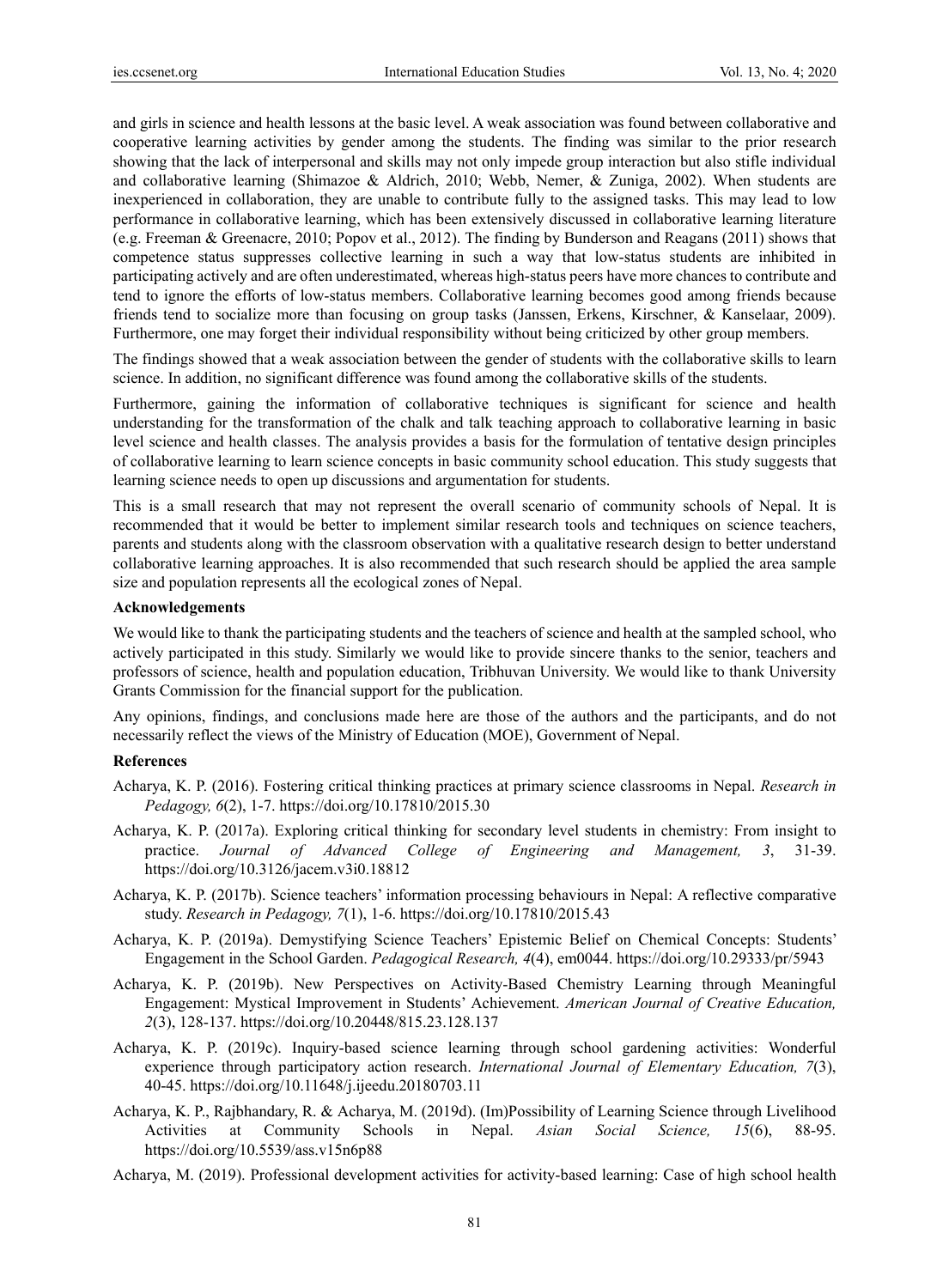and girls in science and health lessons at the basic level. A weak association was found between collaborative and cooperative learning activities by gender among the students. The finding was similar to the prior research showing that the lack of interpersonal and skills may not only impede group interaction but also stifle individual and collaborative learning (Shimazoe & Aldrich, 2010; Webb, Nemer, & Zuniga, 2002). When students are inexperienced in collaboration, they are unable to contribute fully to the assigned tasks. This may lead to low performance in collaborative learning, which has been extensively discussed in collaborative learning literature (e.g. Freeman & Greenacre, 2010; Popov et al., 2012). The finding by Bunderson and Reagans (2011) shows that competence status suppresses collective learning in such a way that low-status students are inhibited in participating actively and are often underestimated, whereas high-status peers have more chances to contribute and tend to ignore the efforts of low-status members. Collaborative learning becomes good among friends because friends tend to socialize more than focusing on group tasks (Janssen, Erkens, Kirschner, & Kanselaar, 2009). Furthermore, one may forget their individual responsibility without being criticized by other group members.

The findings showed that a weak association between the gender of students with the collaborative skills to learn science. In addition, no significant difference was found among the collaborative skills of the students.

Furthermore, gaining the information of collaborative techniques is significant for science and health understanding for the transformation of the chalk and talk teaching approach to collaborative learning in basic level science and health classes. The analysis provides a basis for the formulation of tentative design principles of collaborative learning to learn science concepts in basic community school education. This study suggests that learning science needs to open up discussions and argumentation for students.

This is a small research that may not represent the overall scenario of community schools of Nepal. It is recommended that it would be better to implement similar research tools and techniques on science teachers, parents and students along with the classroom observation with a qualitative research design to better understand collaborative learning approaches. It is also recommended that such research should be applied the area sample size and population represents all the ecological zones of Nepal.

**Acknowledgements**

We would like to thank the participating students and the teachers of science and health at the sampled school, who actively participated in this study. Similarly we would like to provide sincere thanks to the senior, teachers and professors of science, health and population education, Tribhuvan University. We would like to thank University Grants Commission for the financial support for the publication.

Any opinions, findings, and conclusions made here are those of the authors and the participants, and do not necessarily reflect the views of the Ministry of Education (MOE), Government of Nepal.

**References**

Acharya, K. P. (2016). Fostering critical thinking practices at primary science classrooms in Nepal. *Research in Pedagogy, 6*(2), 1-7. https://doi.org/10.17810/2015.30

Acharya, K. P. (2017a). Exploring critical thinking for secondary level students in chemistry: From insight to practice. *Journal of Advanced College of Engineering and Management, 3*, 31-39. https://doi.org/10.3126/jacem.v3i0.18812

Acharya, K. P. (2017b). Science teachers' information processing behaviours in Nepal: A reflective comparative study. *Research in Pedagogy, 7*(1), 1-6. https://doi.org/10.17810/2015.43

Acharya, K. P. (2019a). Demystifying Science Teachers' Epistemic Belief on Chemical Concepts: Students' Engagement in the School Garden. *Pedagogical Research, 4*(4), em0044. https://doi.org/10.29333/pr/5943

Acharya, K. P. (2019b). New Perspectives on Activity-Based Chemistry Learning through Meaningful Engagement: Mystical Improvement in Students' Achievement. *American Journal of Creative Education, 2*(3), 128-137. https://doi.org/10.20448/815.23.128.137

Acharya, K. P. (2019c). Inquiry-based science learning through school gardening activities: Wonderful experience through participatory action research. *International Journal of Elementary Education, 7*(3), 40-45. https://doi.org/10.11648/j.ijeedu.20180703.11

Acharya, K. P., Rajbhandary, R. & Acharya, M. (2019d). (Im)Possibility of Learning Science through Livelihood Activities at Community Schools in Nepal. *Asian Social Science, 15*(6), 88-95. https://doi.org/10.5539/ass.v15n6p88

Acharya, M. (2019). Professional development activities for activity-based learning: Case of high school health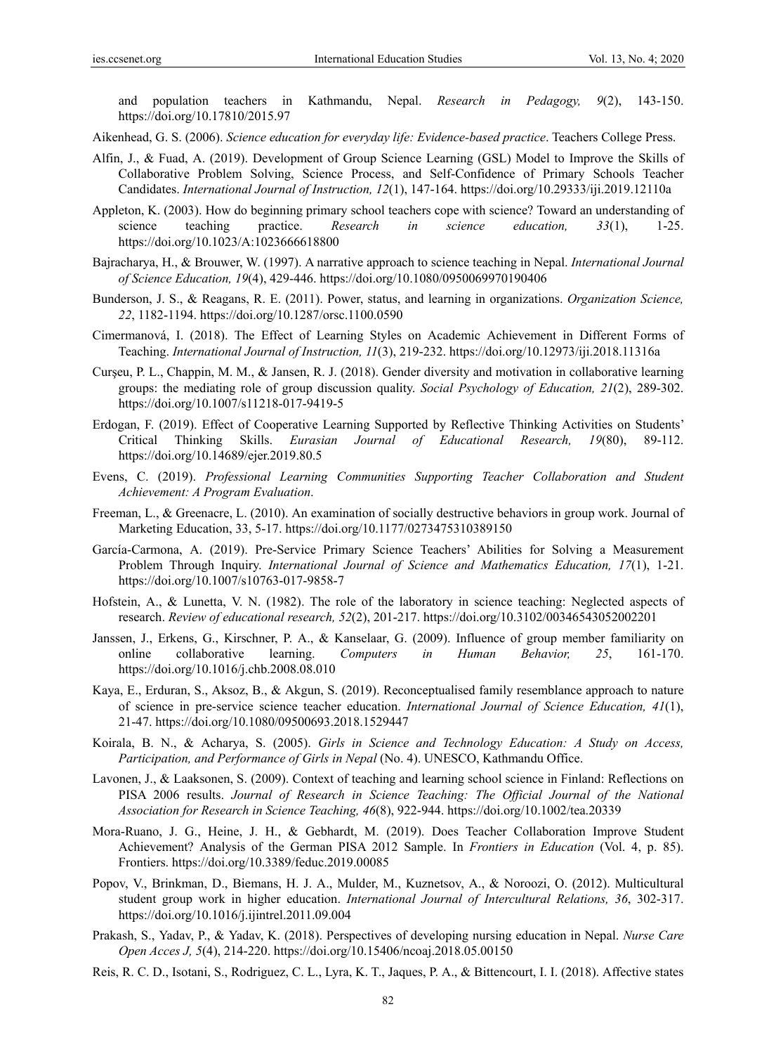and population teachers in Kathmandu, Nepal. *Research in Pedagogy, 9*(2), 143-150. https://doi.org/10.17810/2015.97

Aikenhead, G. S. (2006). *Science education for everyday life: Evidence-based practice*. Teachers College Press.

Alfin, J., & Fuad, A. (2019). Development of Group Science Learning (GSL) Model to Improve the Skills of Collaborative Problem Solving, Science Process, and Self-Confidence of Primary Schools Teacher Candidates. *International Journal of Instruction, 12*(1), 147-164. https://doi.org/10.29333/iji.2019.12110a

Appleton, K. (2003). How do beginning primary school teachers cope with science? Toward an understanding of science teaching practice. *Research in science education, 33*(1), 1-25. https://doi.org/10.1023/A:1023666618800

Bajracharya, H., & Brouwer, W. (1997). A narrative approach to science teaching in Nepal. *International Journal of Science Education, 19*(4), 429-446. https://doi.org/10.1080/0950069970190406

Bunderson, J. S., & Reagans, R. E. (2011). Power, status, and learning in organizations. *Organization Science, 22*, 1182-1194. https://doi.org/10.1287/orsc.1100.0590

Cimermanová, I. (2018). The Effect of Learning Styles on Academic Achievement in Different Forms of Teaching. *International Journal of Instruction, 11*(3), 219-232. https://doi.org/10.12973/iji.2018.11316a

Curşeu, P. L., Chappin, M. M., & Jansen, R. J. (2018). Gender diversity and motivation in collaborative learning groups: the mediating role of group discussion quality. *Social Psychology of Education, 21*(2), 289-302. https://doi.org/10.1007/s11218-017-9419-5

Erdogan, F. (2019). Effect of Cooperative Learning Supported by Reflective Thinking Activities on Students' Critical Thinking Skills. *Eurasian Journal of Educational Research, 19*(80), 89-112. https://doi.org/10.14689/ejer.2019.80.5

Evens, C. (2019). *Professional Learning Communities Supporting Teacher Collaboration and Student Achievement: A Program Evaluation*.

Freeman, L., & Greenacre, L. (2010). An examination of socially destructive behaviors in group work. Journal of Marketing Education, 33, 5-17. https://doi.org/10.1177/0273475310389150

García-Carmona, A. (2019). Pre-Service Primary Science Teachers' Abilities for Solving a Measurement Problem Through Inquiry. *International Journal of Science and Mathematics Education, 17*(1), 1-21. https://doi.org/10.1007/s10763-017-9858-7

Hofstein, A., & Lunetta, V. N. (1982). The role of the laboratory in science teaching: Neglected aspects of research. *Review of educational research, 52*(2), 201-217. https://doi.org/10.3102/00346543052002201

Janssen, J., Erkens, G., Kirschner, P. A., & Kanselaar, G. (2009). Influence of group member familiarity on online collaborative learning. *Computers in Human Behavior, 25*, 161-170. https://doi.org/10.1016/j.chb.2008.08.010

Kaya, E., Erduran, S., Aksoz, B., & Akgun, S. (2019). Reconceptualised family resemblance approach to nature of science in pre-service science teacher education. *International Journal of Science Education, 41*(1), 21-47. https://doi.org/10.1080/09500693.2018.1529447

Koirala, B. N., & Acharya, S. (2005). *Girls in Science and Technology Education: A Study on Access, Participation, and Performance of Girls in Nepal* (No. 4). UNESCO, Kathmandu Office.

Lavonen, J., & Laaksonen, S. (2009). Context of teaching and learning school science in Finland: Reflections on PISA 2006 results. *Journal of Research in Science Teaching: The Official Journal of the National Association for Research in Science Teaching, 46*(8), 922-944. https://doi.org/10.1002/tea.20339

Mora-Ruano, J. G., Heine, J. H., & Gebhardt, M. (2019). Does Teacher Collaboration Improve Student Achievement? Analysis of the German PISA 2012 Sample. In *Frontiers in Education* (Vol. 4, p. 85). Frontiers. https://doi.org/10.3389/feduc.2019.00085

Popov, V., Brinkman, D., Biemans, H. J. A., Mulder, M., Kuznetsov, A., & Noroozi, O. (2012). Multicultural student group work in higher education. *International Journal of Intercultural Relations, 36*, 302-317. https://doi.org/10.1016/j.ijintrel.2011.09.004

Prakash, S., Yadav, P., & Yadav, K. (2018). Perspectives of developing nursing education in Nepal. *Nurse Care Open Acces J, 5*(4), 214-220. https://doi.org/10.15406/ncoaj.2018.05.00150

Reis, R. C. D., Isotani, S., Rodriguez, C. L., Lyra, K. T., Jaques, P. A., & Bittencourt, I. I. (2018). Affective states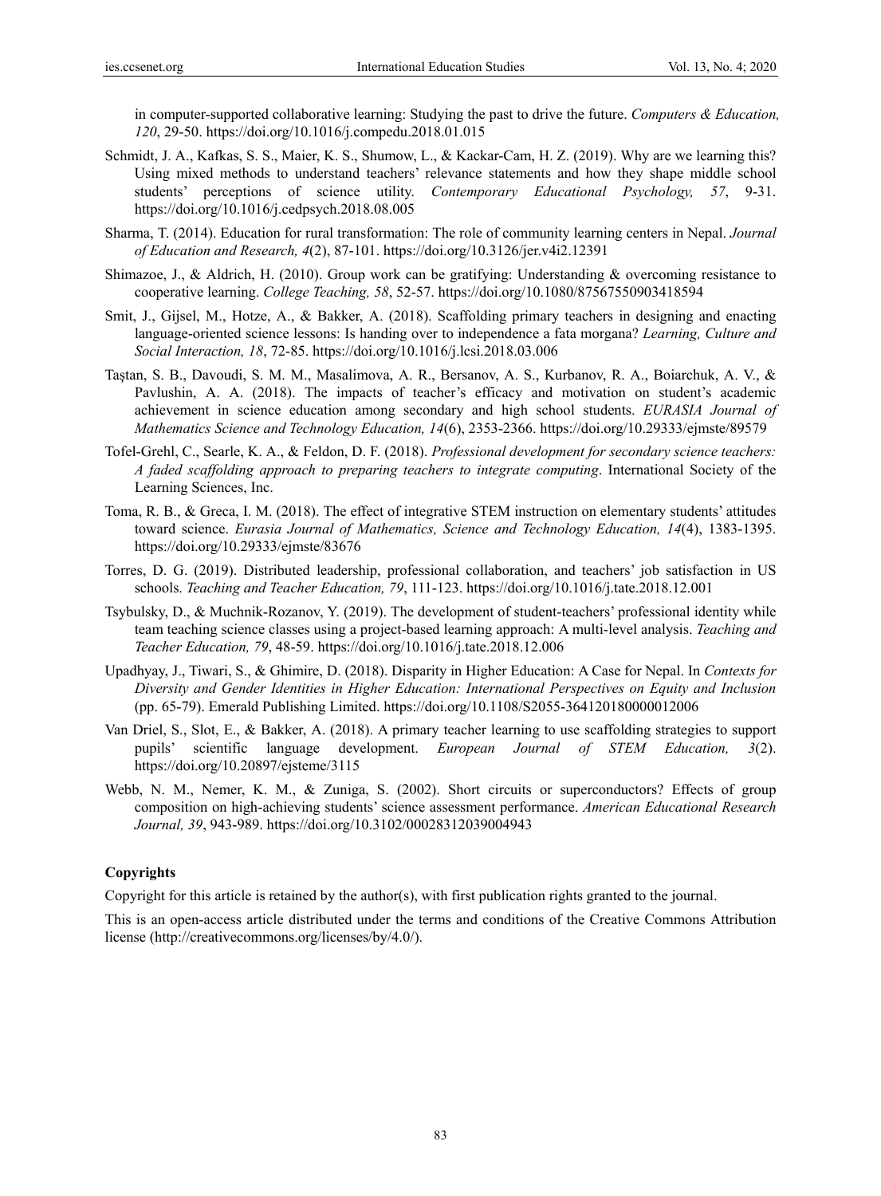in computer-supported collaborative learning: Studying the past to drive the future. *Computers & Education, 120*, 29-50. https://doi.org/10.1016/j.compedu.2018.01.015

Schmidt, J. A., Kafkas, S. S., Maier, K. S., Shumow, L., & Kackar-Cam, H. Z. (2019). Why are we learning this? Using mixed methods to understand teachers' relevance statements and how they shape middle school students' perceptions of science utility. *Contemporary Educational Psychology, 57*, 9-31. https://doi.org/10.1016/j.cedpsych.2018.08.005

Sharma, T. (2014). Education for rural transformation: The role of community learning centers in Nepal. *Journal of Education and Research, 4*(2), 87-101. https://doi.org/10.3126/jer.v4i2.12391

Shimazoe, J., & Aldrich, H. (2010). Group work can be gratifying: Understanding & overcoming resistance to cooperative learning. *College Teaching, 58*, 52-57. https://doi.org/10.1080/87567550903418594

Smit, J., Gijsel, M., Hotze, A., & Bakker, A. (2018). Scaffolding primary teachers in designing and enacting language-oriented science lessons: Is handing over to independence a fata morgana? *Learning, Culture and Social Interaction, 18*, 72-85. https://doi.org/10.1016/j.lcsi.2018.03.006

Taştan, S. B., Davoudi, S. M. M., Masalimova, A. R., Bersanov, A. S., Kurbanov, R. A., Boiarchuk, A. V., & Pavlushin, A. A. (2018). The impacts of teacher's efficacy and motivation on student's academic achievement in science education among secondary and high school students. *EURASIA Journal of Mathematics Science and Technology Education, 14*(6), 2353-2366. https://doi.org/10.29333/ejmste/89579

Tofel-Grehl, C., Searle, K. A., & Feldon, D. F. (2018). *Professional development for secondary science teachers: A faded scaffolding approach to preparing teachers to integrate computing*. International Society of the Learning Sciences, Inc.

Toma, R. B., & Greca, I. M. (2018). The effect of integrative STEM instruction on elementary students' attitudes toward science. *Eurasia Journal of Mathematics, Science and Technology Education, 14*(4), 1383-1395. https://doi.org/10.29333/ejmste/83676

Torres, D. G. (2019). Distributed leadership, professional collaboration, and teachers' job satisfaction in US schools. *Teaching and Teacher Education, 79*, 111-123. https://doi.org/10.1016/j.tate.2018.12.001

Tsybulsky, D., & Muchnik-Rozanov, Y. (2019). The development of student-teachers' professional identity while team teaching science classes using a project-based learning approach: A multi-level analysis. *Teaching and Teacher Education, 79*, 48-59. https://doi.org/10.1016/j.tate.2018.12.006

Upadhyay, J., Tiwari, S., & Ghimire, D. (2018). Disparity in Higher Education: A Case for Nepal. In *Contexts for Diversity and Gender Identities in Higher Education: International Perspectives on Equity and Inclusion* (pp. 65-79). Emerald Publishing Limited. https://doi.org/10.1108/S2055-364120180000012006

Van Driel, S., Slot, E., & Bakker, A. (2018). A primary teacher learning to use scaffolding strategies to support pupils' scientific language development. *European Journal of STEM Education, 3*(2). https://doi.org/10.20897/ejsteme/3115

Webb, N. M., Nemer, K. M., & Zuniga, S. (2002). Short circuits or superconductors? Effects of group composition on high-achieving students' science assessment performance. *American Educational Research Journal, 39*, 943-989. https://doi.org/10.3102/00028312039004943

## Copyrights

Copyright for this article is retained by the author(s), with first publication rights granted to the journal.

This is an open-access article distributed under the terms and conditions of the Creative Commons Attribution license (http://creativecommons.org/licenses/by/4.0/).